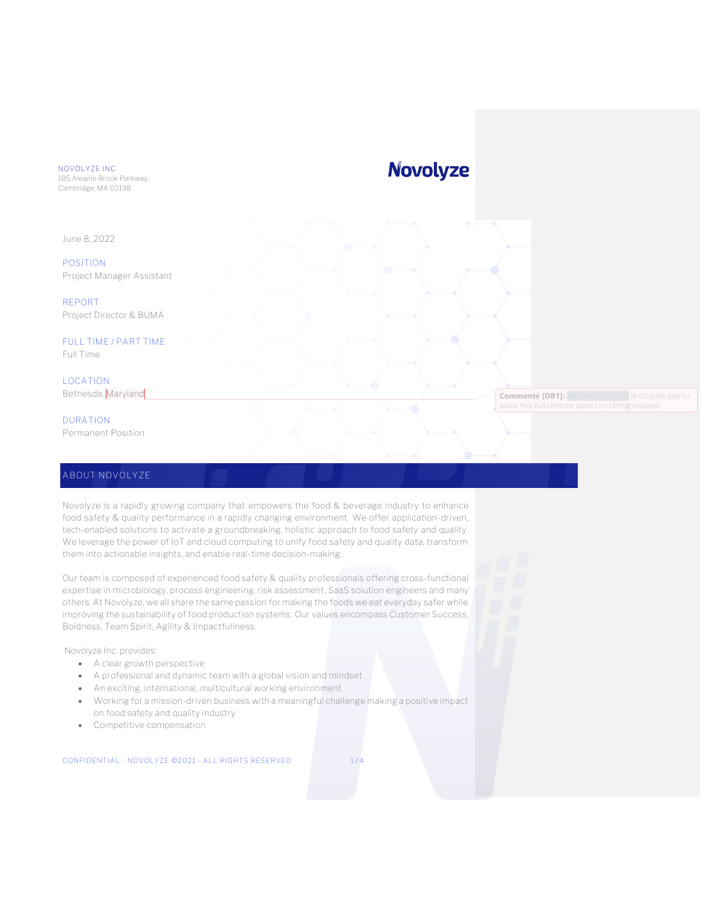NOVOLYZE INC
185 Alewife Brook Parkway,
Cambridge, MA 02138

**Novolyze**

June 8, 2022

POSITION
Project Manager Assistant

REPORT
Project Director & BUMA

FULL TIME / PART TIME
Full Time

LOCATION
Bethesda, Maryland

> Commenté [DB1]: @Moussa Ndiaye je croyais que tu avais mis full remote dans ton Hiring request

DURATION
Permanent Position

## ABOUT NOVOLYZE

Novolyze is a rapidly growing company that empowers the food & beverage industry to enhance food safety & quality performance in a rapidly changing environment. We offer application-driven, tech-enabled solutions to activate a groundbreaking, holistic approach to food safety and quality. We leverage the power of IoT and cloud computing to unify food safety and quality data, transform them into actionable insights, and enable real-time decision-making.

Our team is composed of experienced food safety & quality professionals offering cross-functional expertise in microbiology, process engineering, risk assessment, SaaS solution engineers and many others. At Novolyze, we all share the same passion for making the foods we eat everyday safer while improving the sustainability of food production systems. Our values encompass Customer Success, Boldness, Team Spirit, Agility & Impactfullness.

Novolyze Inc. provides:

- A clear growth perspective
- A professional and dynamic team with a global vision and mindset
- An exciting, international, multicultural working environment
- Working for a mission-driven business with a meaningful challenge making a positive impact on food safety and quality industry
- Competitive compensation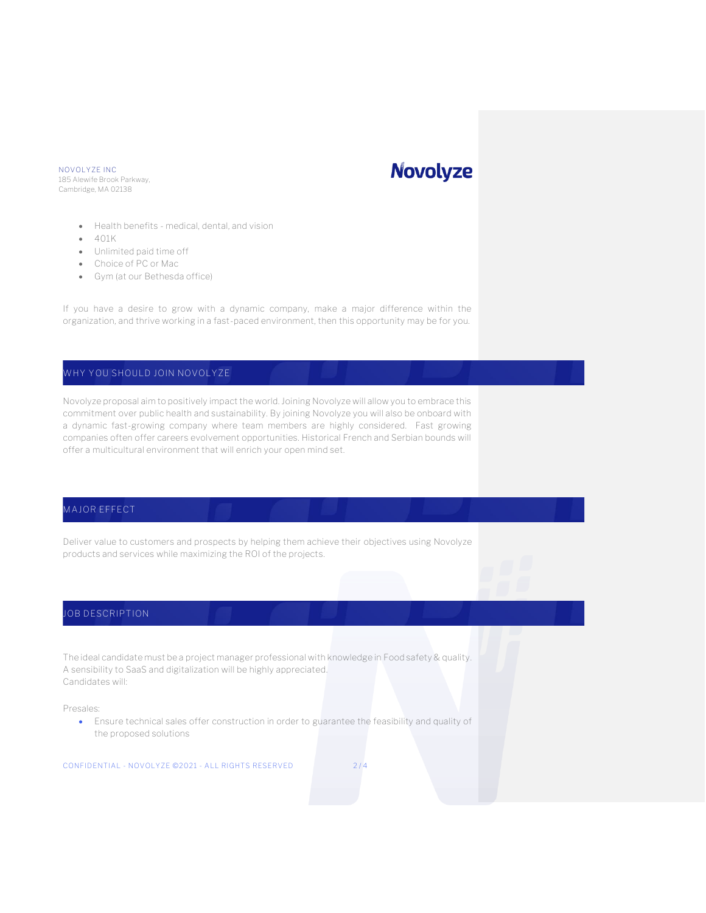NOVOLYZE INC
185 Alewife Brook Parkway,
Cambridge, MA 02138

- Health benefits - medical, dental, and vision
- 401K
- Unlimited paid time off
- Choice of PC or Mac
- Gym (at our Bethesda office)

If you have a desire to grow with a dynamic company, make a major difference within the organization, and thrive working in a fast-paced environment, then this opportunity may be for you.

## WHY YOU SHOULD JOIN NOVOLYZE

Novolyze proposal aim to positively impact the world. Joining Novolyze will allow you to embrace this commitment over public health and sustainability. By joining Novolyze you will also be onboard with a dynamic fast-growing company where team members are highly considered. Fast growing companies often offer careers evolvement opportunities. Historical French and Serbian bounds will offer a multicultural environment that will enrich your open mind set.

## MAJOR EFFECT

Deliver value to customers and prospects by helping them achieve their objectives using Novolyze products and services while maximizing the ROI of the projects.

## JOB DESCRIPTION

The ideal candidate must be a project manager professional with knowledge in Food safety & quality. A sensibility to SaaS and digitalization will be highly appreciated.
Candidates will:

Presales:

- Ensure technical sales offer construction in order to guarantee the feasibility and quality of the proposed solutions

CONFIDENTIAL - NOVOLYZE ©2021 - ALL RIGHTS RESERVED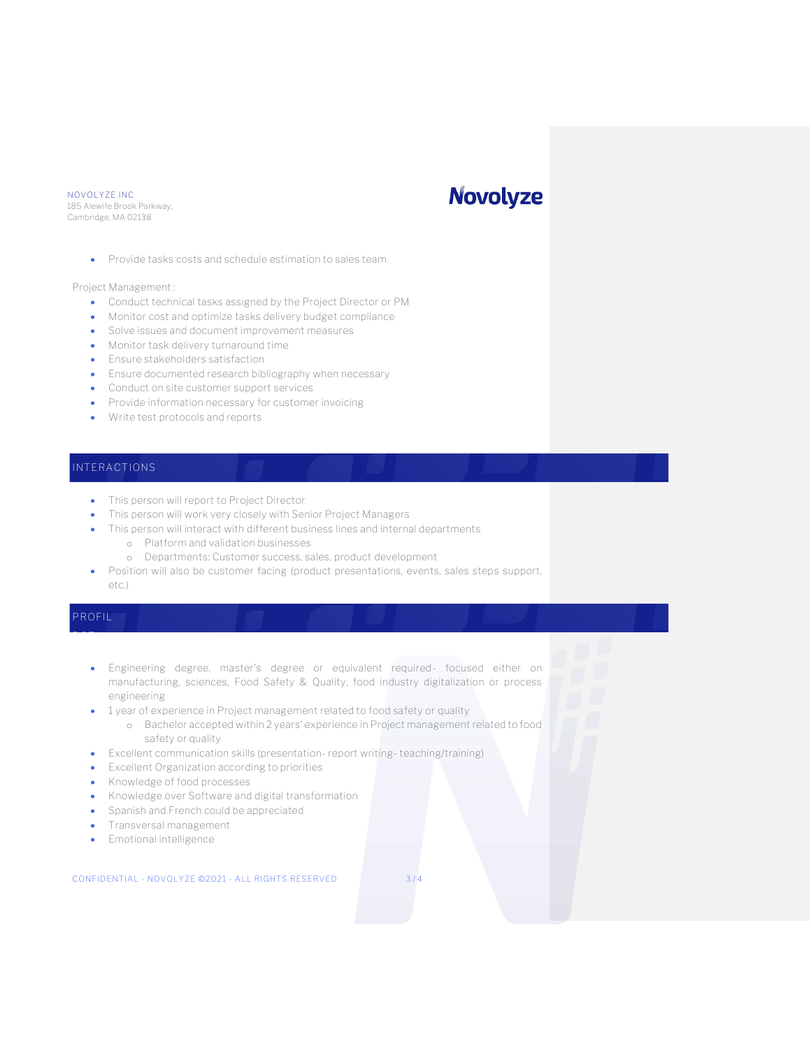- Provide tasks costs and schedule estimation to sales team

Project Management :

- Conduct technical tasks assigned by the Project Director or PM
- Monitor cost and optimize tasks delivery budget compliance
- Solve issues and document improvement measures
- Monitor task delivery turnaround time
- Ensure stakeholders satisfaction
- Ensure documented research bibliography when necessary
- Conduct on site customer support services
- Provide information necessary for customer invoicing
- Write test protocols and reports

## INTERACTIONS

- This person will report to Project Director
- This person will work very closely with Senior Project Managers
- This person will interact with different business lines and internal departments
  - Platform and validation businesses
  - Departments: Customer success, sales, product development
- Position will also be customer facing (product presentations, events, sales steps support, etc.)

## PROFIL

- Engineering degree, master's degree or equivalent required- focused either on manufacturing, sciences, Food Safety & Quality, food industry digitalization or process engineering
- 1 year of experience in Project management related to food safety or quality
  - Bachelor accepted with 2 years' experience in Project management related to food safety or quality
- Excellent communication skills (presentation- report writing- teaching/training)
- Excellent Organization according to priorities
- Knowledge of food processes
- Knowledge over Software and digital transformation
- Spanish and French could be appreciated
- Transversal management
- Emotional intelligence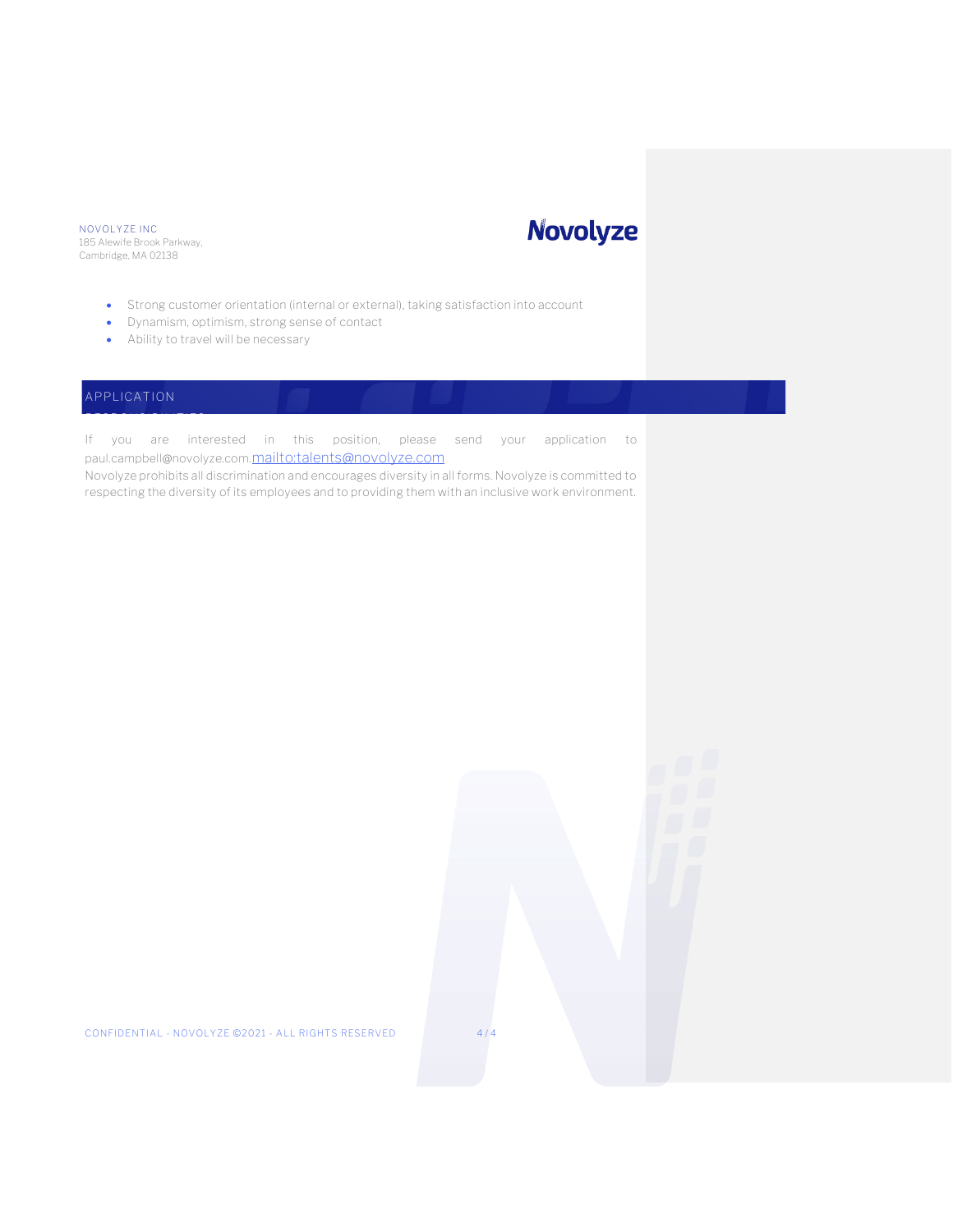- Strong customer orientation (internal or external), taking satisfaction into account
- Dynamism, optimism, strong sense of contact
- Ability to travel will be necessary

## APPLICATION

If you are interested in this position, please send your application to paul.campbell@novolyze.com.mailto:talents@novolyze.com

Novolyze prohibits all discrimination and encourages diversity in all forms. Novolyze is committed to respecting the diversity of its employees and to providing them with an inclusive work environment.